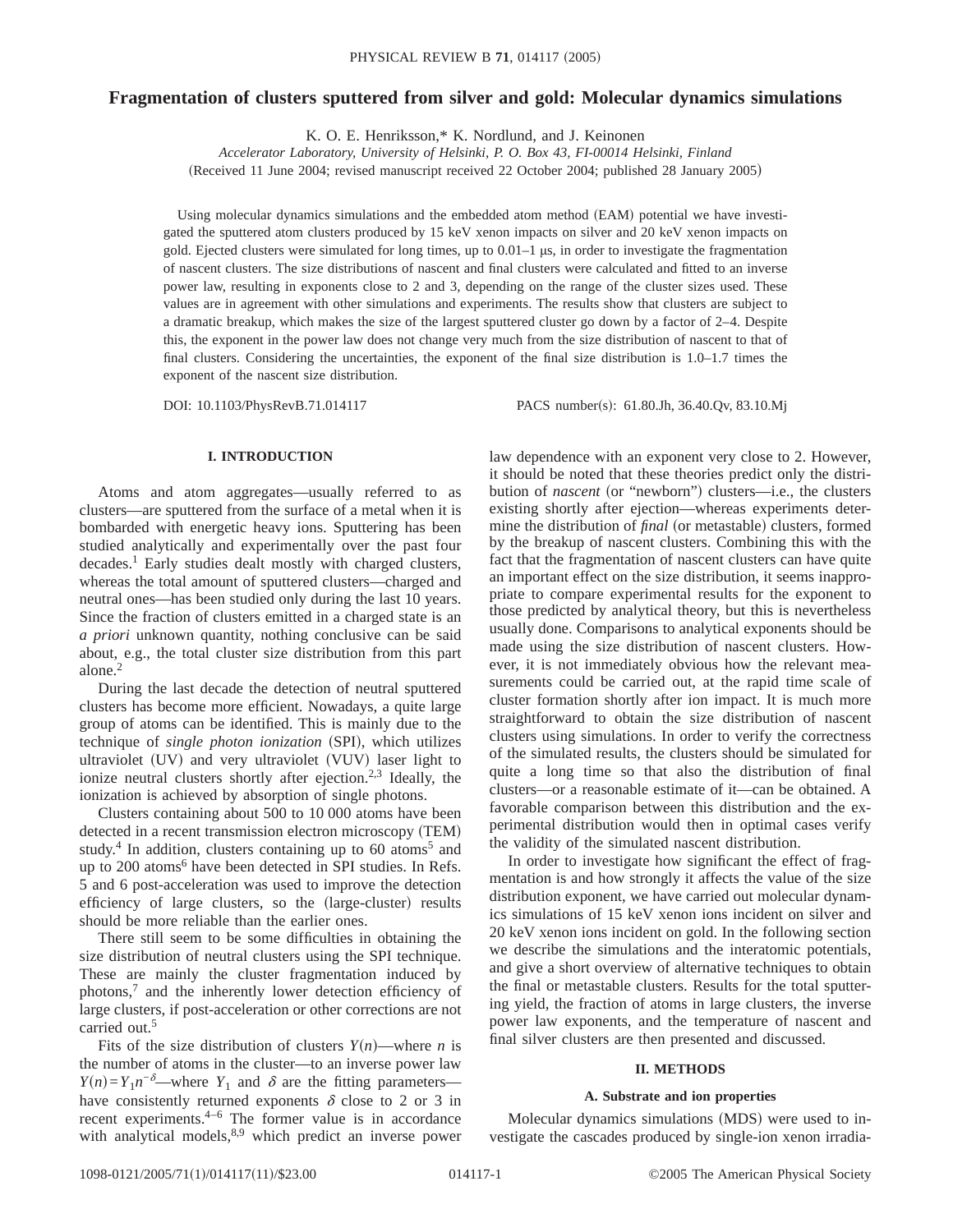# Fragmentation of clusters sputtered from silver and gold: Molecular dynamics simulations

K. O. E. Henriksson,* K. Nordlund, and J. Keinonen

*Accelerator Laboratory, University of Helsinki, P. O. Box 43, FI-00014 Helsinki, Finland*

(Received 11 June 2004; revised manuscript received 22 October 2004; published 28 January 2005)

Using molecular dynamics simulations and the embedded atom method (EAM) potential we have investigated the sputtered atom clusters produced by 15 keV xenon impacts on silver and 20 keV xenon impacts on gold. Ejected clusters were simulated for long times, up to 0.01–1 μs, in order to investigate the fragmentation of nascent clusters. The size distributions of nascent and final clusters were calculated and fitted to an inverse power law, resulting in exponents close to 2 and 3, depending on the range of the cluster sizes used. These values are in agreement with other simulations and experiments. The results show that clusters are subject to a dramatic breakup, which makes the size of the largest sputtered cluster go down by a factor of 2–4. Despite this, the exponent in the power law does not change very much from the size distribution of nascent to that of final clusters. Considering the uncertainties, the exponent of the final size distribution is 1.0–1.7 times the exponent of the nascent size distribution.

DOI: 10.1103/PhysRevB.71.014117

PACS number(s): 61.80.Jh, 36.40.Qv, 83.10.Mj

## I. INTRODUCTION

Atoms and atom aggregates—usually referred to as clusters—are sputtered from the surface of a metal when it is bombarded with energetic heavy ions. Sputtering has been studied analytically and experimentally over the past four decades.[1] Early studies dealt mostly with charged clusters, whereas the total amount of sputtered clusters—charged and neutral ones—has been studied only during the last 10 years. Since the fraction of clusters emitted in a charged state is an *a priori* unknown quantity, nothing conclusive can be said about, e.g., the total cluster size distribution from this part alone.[2]

During the last decade the detection of neutral sputtered clusters has become more efficient. Nowadays, a quite large group of atoms can be identified. This is mainly due to the technique of *single photon ionization* (SPI), which utilizes ultraviolet (UV) and very ultraviolet (VUV) laser light to ionize neutral clusters shortly after ejection.[2,3] Ideally, the ionization is achieved by absorption of single photons.

Clusters containing about 500 to 10 000 atoms have been detected in a recent transmission electron microscopy (TEM) study.[4] In addition, clusters containing up to 60 atoms[5] and up to 200 atoms[6] have been detected in SPI studies. In Refs. 5 and 6 post-acceleration was used to improve the detection efficiency of large clusters, so the (large-cluster) results should be more reliable than the earlier ones.

There still seem to be some difficulties in obtaining the size distribution of neutral clusters using the SPI technique. These are mainly the cluster fragmentation induced by photons,[7] and the inherently lower detection efficiency of large clusters, if post-acceleration or other corrections are not carried out.[5]

Fits of the size distribution of clusters $Y(n)$—where $n$ is the number of atoms in the cluster—to an inverse power law $Y(n)=Y_1 n^{-\delta}$—where $Y_1$ and $\delta$ are the fitting parameters—have consistently returned exponents $\delta$ close to 2 or 3 in recent experiments.[4–6] The former value is in accordance with analytical models,[8,9] which predict an inverse power law dependence with an exponent very close to 2. However, it should be noted that these theories predict only the distribution of *nascent* (or "newborn") clusters—i.e., the clusters existing shortly after ejection—whereas experiments determine the distribution of *final* (or metastable) clusters, formed by the breakup of nascent clusters. Combining this with the fact that the fragmentation of nascent clusters can have quite an important effect on the size distribution, it seems inappropriate to compare experimental results for the exponent to those predicted by analytical theory, but this is nevertheless usually done. Comparisons to analytical exponents should be made using the size distribution of nascent clusters. However, it is not immediately obvious how the relevant measurements could be carried out, at the rapid time scale of cluster formation shortly after ion impact. It is much more straightforward to obtain the size distribution of nascent clusters using simulations. In order to verify the correctness of the simulated results, the clusters should be simulated for quite a long time so that also the distribution of final clusters—or a reasonable estimate of it—can be obtained. A favorable comparison between this distribution and the experimental distribution would then in optimal cases verify the validity of the simulated nascent distribution.

In order to investigate how significant the effect of fragmentation is and how strongly it affects the value of the size distribution exponent, we have carried out molecular dynamics simulations of 15 keV xenon ions incident on silver and 20 keV xenon ions incident on gold. In the following section we describe the simulations and the interatomic potentials, and give a short overview of alternative techniques to obtain the final or metastable clusters. Results for the total sputtering yield, the fraction of atoms in large clusters, the inverse power law exponents, and the temperature of nascent and final silver clusters are then presented and discussed.

## II. METHODS

### A. Substrate and ion properties

Molecular dynamics simulations (MDS) were used to investigate the cascades produced by single-ion xenon irradia-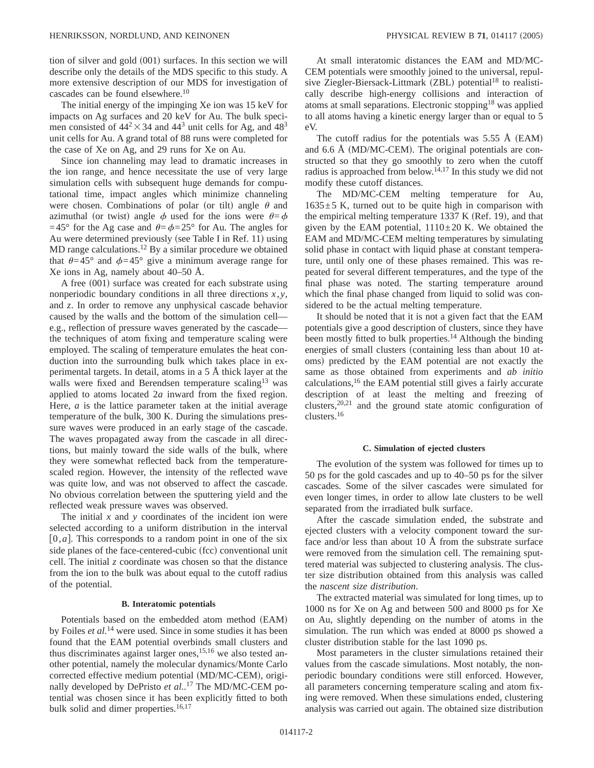tion of silver and gold (001) surfaces. In this section we will describe only the details of the MDS specific to this study. A more extensive description of our MDS for investigation of cascades can be found elsewhere.[10]

The initial energy of the impinging Xe ion was 15 keV for impacts on Ag surfaces and 20 keV for Au. The bulk specimen consisted of $44^2 \times 34$ and $44^3$ unit cells for Ag, and $48^3$ unit cells for Au. A grand total of 88 runs were completed for the case of Xe on Ag, and 29 runs for Xe on Au.

Since ion channeling may lead to dramatic increases in the ion range, and hence necessitate the use of very large simulation cells with subsequent huge demands for computational time, impact angles which minimize channeling were chosen. Combinations of polar (or tilt) angle $\theta$ and azimuthal (or twist) angle $\phi$ used for the ions were $\theta = \phi = 45°$ for the Ag case and $\theta = \phi = 25°$ for Au. The angles for Au were determined previously (see Table I in Ref. 11) using MD range calculations.[12] By a similar procedure we obtained that $\theta = 45°$ and $\phi = 45°$ give a minimum average range for Xe ions in Ag, namely about 40–50 Å.

A free (001) surface was created for each substrate using nonperiodic boundary conditions in all three directions $x$, $y$, and $z$. In order to remove any unphysical cascade behavior caused by the walls and the bottom of the simulation cell—e.g., reflection of pressure waves generated by the cascade—the techniques of atom fixing and temperature scaling were employed. The scaling of temperature emulates the heat conduction into the surrounding bulk which takes place in experimental targets. In detail, atoms in a 5 Å thick layer at the walls were fixed and Berendsen temperature scaling[13] was applied to atoms located $2a$ inward from the fixed region. Here, $a$ is the lattice parameter taken at the initial average temperature of the bulk, 300 K. During the simulations pressure waves were produced in an early stage of the cascade. The waves propagated away from the cascade in all directions, but mainly toward the side walls of the bulk, where they were somewhat reflected back from the temperature-scaled region. However, the intensity of the reflected wave was quite low, and was not observed to affect the cascade. No obvious correlation between the sputtering yield and the reflected weak pressure waves was observed.

The initial $x$ and $y$ coordinates of the incident ion were selected according to a uniform distribution in the interval $[0, a]$. This corresponds to a random point in one of the six side planes of the face-centered-cubic (fcc) conventional unit cell. The initial $z$ coordinate was chosen so that the distance from the ion to the bulk was about equal to the cutoff radius of the potential.

### B. Interatomic potentials

Potentials based on the embedded atom method (EAM) by Foiles *et al.*[14] were used. Since in some studies it has been found that the EAM potential overbinds small clusters and thus discriminates against larger ones,[15,16] we also tested another potential, namely the molecular dynamics/Monte Carlo corrected effective medium potential (MD/MC-CEM), originally developed by DePristo *et al.*.[17] The MD/MC-CEM potential was chosen since it has been explicitly fitted to both bulk solid and dimer properties.[16,17]

At small interatomic distances the EAM and MD/MC-CEM potentials were smoothly joined to the universal, repulsive Ziegler-Biersack-Littmark (ZBL) potential[18] to realistically describe high-energy collisions and interaction of atoms at small separations. Electronic stopping[18] was applied to all atoms having a kinetic energy larger than or equal to 5 eV.

The cutoff radius for the potentials was 5.55 Å (EAM) and 6.6 Å (MD/MC-CEM). The original potentials are constructed so that they go smoothly to zero when the cutoff radius is approached from below.[14,17] In this study we did not modify these cutoff distances.

The MD/MC-CEM melting temperature for Au, $1635 \pm 5$ K, turned out to be quite high in comparison with the empirical melting temperature 1337 K (Ref. 19), and that given by the EAM potential, $1110 \pm 20$ K. We obtained the EAM and MD/MC-CEM melting temperatures by simulating solid phase in contact with liquid phase at constant temperature, until only one of these phases remained. This was repeated for several different temperatures, and the type of the final phase was noted. The starting temperature around which the final phase changed from liquid to solid was considered to be the actual melting temperature.

It should be noted that it is not a given fact that the EAM potentials give a good description of clusters, since they have been mostly fitted to bulk properties.[14] Although the binding energies of small clusters (containing less than about 10 atoms) predicted by the EAM potential are not exactly the same as those obtained from experiments and *ab initio* calculations,[16] the EAM potential still gives a fairly accurate description of at least the melting and freezing of clusters,[20,21] and the ground state atomic configuration of clusters.[16]

### C. Simulation of ejected clusters

The evolution of the system was followed for times up to 50 ps for the gold cascades and up to 40–50 ps for the silver cascades. Some of the silver cascades were simulated for even longer times, in order to allow late clusters to be well separated from the irradiated bulk surface.

After the cascade simulation ended, the substrate and ejected clusters with a velocity component toward the surface and/or less than about 10 Å from the substrate surface were removed from the simulation cell. The remaining sputtered material was subjected to clustering analysis. The cluster size distribution obtained from this analysis was called the *nascent size distribution*.

The extracted material was simulated for long times, up to 1000 ns for Xe on Ag and between 500 and 8000 ps for Xe on Au, slightly depending on the number of atoms in the simulation. The run which was ended at 8000 ps showed a cluster distribution stable for the last 1090 ps.

Most parameters in the cluster simulations retained their values from the cascade simulations. Most notably, the nonperiodic boundary conditions were still enforced. However, all parameters concerning temperature scaling and atom fixing were removed. When these simulations ended, clustering analysis was carried out again. The obtained size distribution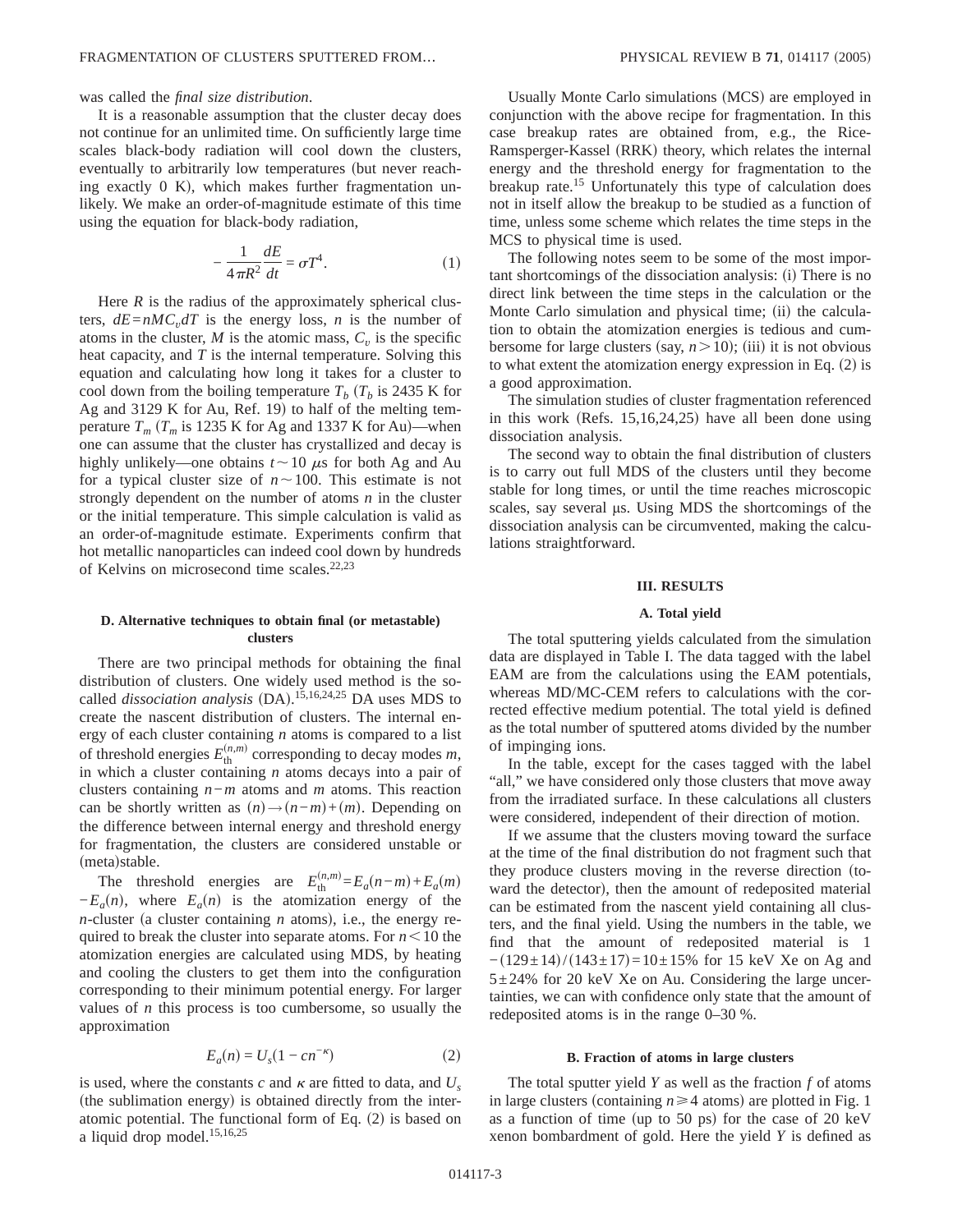was called the *final size distribution*.

It is a reasonable assumption that the cluster decay does not continue for an unlimited time. On sufficiently large time scales black-body radiation will cool down the clusters, eventually to arbitrarily low temperatures (but never reaching exactly 0 K), which makes further fragmentation unlikely. We make an order-of-magnitude estimate of this time using the equation for black-body radiation,

$$-\frac{1}{4\pi R^2}\frac{dE}{dt} = \sigma T^4. \tag{1}$$

Here $R$ is the radius of the approximately spherical clusters, $dE = nMC_v dT$ is the energy loss, $n$ is the number of atoms in the cluster, $M$ is the atomic mass, $C_v$ is the specific heat capacity, and $T$ is the internal temperature. Solving this equation and calculating how long it takes for a cluster to cool down from the boiling temperature $T_b$ ($T_b$ is 2435 K for Ag and 3129 K for Au, Ref. 19) to half of the melting temperature $T_m$ ($T_m$ is 1235 K for Ag and 1337 K for Au)—when one can assume that the cluster has crystallized and decay is highly unlikely—one obtains $t \sim 10$ $\mu$s for both Ag and Au for a typical cluster size of $n \sim 100$. This estimate is not strongly dependent on the number of atoms $n$ in the cluster or the initial temperature. This simple calculation is valid as an order-of-magnitude estimate. Experiments confirm that hot metallic nanoparticles can indeed cool down by hundreds of Kelvins on microsecond time scales.[22,23]

### D. Alternative techniques to obtain final (or metastable) clusters

There are two principal methods for obtaining the final distribution of clusters. One widely used method is the so-called *dissociation analysis* (DA).[15,16,24,25] DA uses MDS to create the nascent distribution of clusters. The internal energy of each cluster containing $n$ atoms is compared to a list of threshold energies $E_{\text{th}}^{(n,m)}$ corresponding to decay modes $m$, in which a cluster containing $n$ atoms decays into a pair of clusters containing $n-m$ atoms and $m$ atoms. This reaction can be shortly written as $(n) \rightarrow (n-m) + (m)$. Depending on the difference between internal energy and threshold energy for fragmentation, the clusters are considered unstable or (meta)stable.

The threshold energies are $E_{\text{th}}^{(n,m)} = E_a(n-m) + E_a(m) - E_a(n)$, where $E_a(n)$ is the atomization energy of the $n$-cluster (a cluster containing $n$ atoms), i.e., the energy required to break the cluster into separate atoms. For $n < 10$ the atomization energies are calculated using MDS, by heating and cooling the clusters to get them into the configuration corresponding to their minimum potential energy. For larger values of $n$ this process is too cumbersome, so usually the approximation

$$E_a(n) = U_s(1 - cn^{-\kappa}) \tag{2}$$

is used, where the constants $c$ and $\kappa$ are fitted to data, and $U_s$ (the sublimation energy) is obtained directly from the interatomic potential. The functional form of Eq. (2) is based on a liquid drop model.[15,16,25]

Usually Monte Carlo simulations (MCS) are employed in conjunction with the above recipe for fragmentation. In this case breakup rates are obtained from, e.g., the Rice-Ramsperger-Kassel (RRK) theory, which relates the internal energy and the threshold energy for fragmentation to the breakup rate.[15] Unfortunately this type of calculation does not in itself allow the breakup to be studied as a function of time, unless some scheme which relates the time steps in the MCS to physical time is used.

The following notes seem to be some of the most important shortcomings of the dissociation analysis: (i) There is no direct link between the time steps in the calculation or the Monte Carlo simulation and physical time; (ii) the calculation to obtain the atomization energies is tedious and cumbersome for large clusters (say, $n > 10$); (iii) it is not obvious to what extent the atomization energy expression in Eq. (2) is a good approximation.

The simulation studies of cluster fragmentation referenced in this work (Refs. 15,16,24,25) have all been done using dissociation analysis.

The second way to obtain the final distribution of clusters is to carry out full MDS of the clusters until they become stable for long times, or until the time reaches microscopic scales, say several μs. Using MDS the shortcomings of the dissociation analysis can be circumvented, making the calculations straightforward.

## III. RESULTS

### A. Total yield

The total sputtering yields calculated from the simulation data are displayed in Table I. The data tagged with the label EAM are from the calculations using the EAM potentials, whereas MD/MC-CEM refers to calculations with the corrected effective medium potential. The total yield is defined as the total number of sputtered atoms divided by the number of impinging ions.

In the table, except for the cases tagged with the label "all," we have considered only those clusters that move away from the irradiated surface. In these calculations all clusters were considered, independent of their direction of motion.

If we assume that the clusters moving toward the surface at the time of the final distribution do not fragment such that they produce clusters moving in the reverse direction (toward the detector), then the amount of redeposited material can be estimated from the nascent yield containing all clusters, and the final yield. Using the numbers in the table, we find that the amount of redeposited material is $1-(129\pm14)/(143\pm17) = 10\pm15\%$ for 15 keV Xe on Ag and $5\pm24\%$ for 20 keV Xe on Au. Considering the large uncertainties, we can with confidence only state that the amount of redeposited atoms is in the range 0–30 %.

### B. Fraction of atoms in large clusters

The total sputter yield $Y$ as well as the fraction $f$ of atoms in large clusters (containing $n \geq 4$ atoms) are plotted in Fig. 1 as a function of time (up to 50 ps) for the case of 20 keV xenon bombardment of gold. Here the yield $Y$ is defined as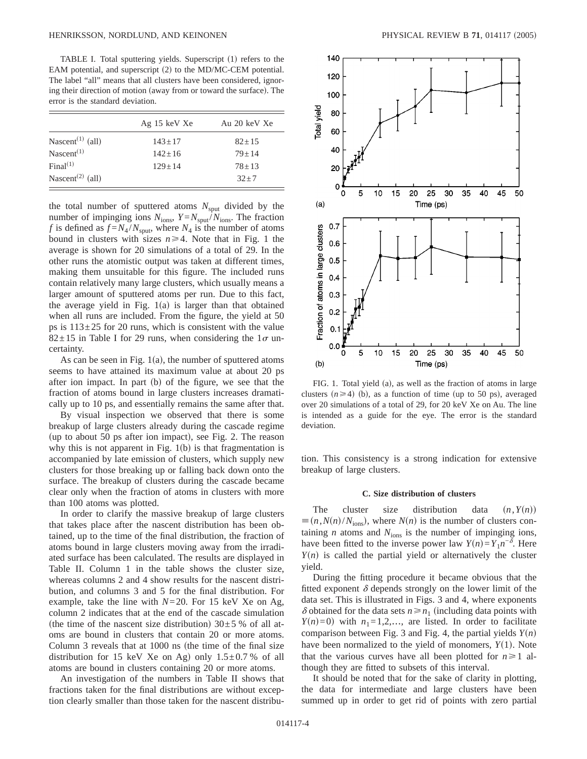TABLE I. Total sputtering yields. Superscript (1) refers to the EAM potential, and superscript (2) to the MD/MC-CEM potential. The label "all" means that all clusters have been considered, ignoring their direction of motion (away from or toward the surface). The error is the standard deviation.

| | Ag 15 keV Xe | Au 20 keV Xe |
|---|---|---|
| Nascent$^{(1)}$ (all) | $143 \pm 17$ | $82 \pm 15$ |
| Nascent$^{(1)}$ | $142 \pm 16$ | $79 \pm 14$ |
| Final$^{(1)}$ | $129 \pm 14$ | $78 \pm 13$ |
| Nascent$^{(2)}$ (all) | | $32 \pm 7$ |

the total number of sputtered atoms $N_{\text{sput}}$ divided by the number of impinging ions $N_{\text{ions}}$, $Y = N_{\text{sput}}/N_{\text{ions}}$. The fraction $f$ is defined as $f = N_4/N_{\text{sput}}$, where $N_4$ is the number of atoms bound in clusters with sizes $n \geq 4$. Note that in Fig. 1 the average is shown for 20 simulations of a total of 29. In the other runs the atomistic output was taken at different times, making them unsuitable for this figure. The included runs contain relatively many large clusters, which usually means a larger amount of sputtered atoms per run. Due to this fact, the average yield in Fig. 1(a) is larger than that obtained when all runs are included. From the figure, the yield at 50 ps is $113 \pm 25$ for 20 runs, which is consistent with the value $82 \pm 15$ in Table I for 29 runs, when considering the $1\sigma$ uncertainty.

As can be seen in Fig. 1(a), the number of sputtered atoms seems to have attained its maximum value at about 20 ps after ion impact. In part (b) of the figure, we see that the fraction of atoms bound in large clusters increases dramatically up to 10 ps, and essentially remains the same after that.

By visual inspection we observed that there is some breakup of large clusters already during the cascade regime (up to about 50 ps after ion impact), see Fig. 2. The reason why this is not apparent in Fig. 1(b) is that fragmentation is accompanied by late emission of clusters, which supply new clusters for those breaking up or falling back down onto the surface. The breakup of clusters during the cascade became clear only when the fraction of atoms in clusters with more than 100 atoms was plotted.

In order to clarify the massive breakup of large clusters that takes place after the nascent distribution has been obtained, up to the time of the final distribution, the fraction of atoms bound in large clusters moving away from the irradiated surface has been calculated. The results are displayed in Table II. Column 1 in the table shows the cluster size, whereas columns 2 and 4 show results for the nascent distribution, and columns 3 and 5 for the final distribution. For example, take the line with $N=20$. For 15 keV Xe on Ag, column 2 indicates that at the end of the cascade simulation (the time of the nascent size distribution) $30 \pm 5$ % of all atoms are bound in clusters that contain 20 or more atoms. Column 3 reveals that at 1000 ns (the time of the final size distribution for 15 keV Xe on Ag) only $1.5 \pm 0.7$ % of all atoms are bound in clusters containing 20 or more atoms.

An investigation of the numbers in Table II shows that fractions taken for the final distributions are without exception clearly smaller than those taken for the nascent distribution. This consistency is a strong indication for extensive breakup of large clusters.

FIG. 1. Total yield (a), as well as the fraction of atoms in large clusters $(n \geq 4)$ (b), as a function of time (up to 50 ps), averaged over 20 simulations of a total of 29, for 20 keV Xe on Au. The line is intended as a guide for the eye. The error is the standard deviation.

### C. Size distribution of clusters

The cluster size distribution data $(n, Y(n)) \equiv (n, N(n)/N_{\text{ions}})$, where $N(n)$ is the number of clusters containing $n$ atoms and $N_{\text{ions}}$ is the number of impinging ions, have been fitted to the inverse power law $Y(n) = Y_1 n^{-\delta}$. Here $Y(n)$ is called the partial yield or alternatively the cluster yield.

During the fitting procedure it became obvious that the fitted exponent $\delta$ depends strongly on the lower limit of the data set. This is illustrated in Figs. 3 and 4, where exponents $\delta$ obtained for the data sets $n \geq n_1$ (including data points with $Y(n)=0$) with $n_1 = 1, 2, \ldots$, are listed. In order to facilitate comparison between Fig. 3 and Fig. 4, the partial yields $Y(n)$ have been normalized to the yield of monomers, $Y(1)$. Note that the various curves have all been plotted for $n \geq 1$ although they are fitted to subsets of this interval.

It should be noted that for the sake of clarity in plotting, the data for intermediate and large clusters have been summed up in order to get rid of points with zero partial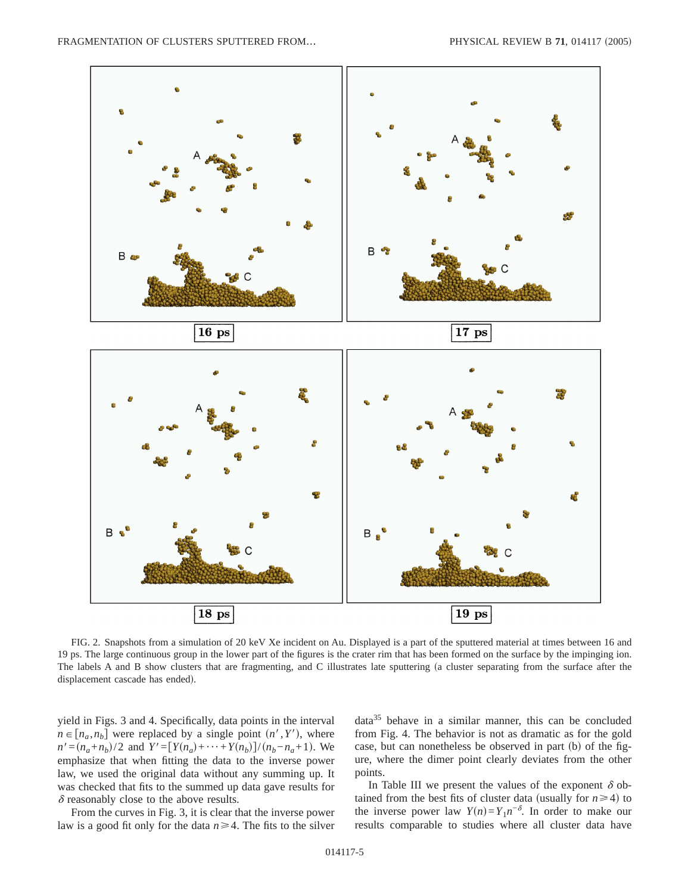FIG. 2. Snapshots from a simulation of 20 keV Xe incident on Au. Displayed is a part of the sputtered material at times between 16 and 19 ps. The large continuous group in the lower part of the figures is the crater rim that has been formed on the surface by the impinging ion. The labels A and B show clusters that are fragmenting, and C illustrates late sputtering (a cluster separating from the surface after the displacement cascade has ended).

yield in Figs. 3 and 4. Specifically, data points in the interval $n \in [n_a, n_b]$ were replaced by a single point $(n', Y')$, where $n' = (n_a + n_b)/2$ and $Y' = [Y(n_a) + \cdots + Y(n_b)]/(n_b - n_a + 1)$. We emphasize that when fitting the data to the inverse power law, we used the original data without any summing up. It was checked that fits to the summed up data gave results for $\delta$ reasonably close to the above results.

From the curves in Fig. 3, it is clear that the inverse power law is a good fit only for the data $n \geqslant 4$. The fits to the silver data[35] behave in a similar manner, this can be concluded from Fig. 4. The behavior is not as dramatic as for the gold case, but can nonetheless be observed in part (b) of the figure, where the dimer point clearly deviates from the other points.

In Table III we present the values of the exponent $\delta$ obtained from the best fits of cluster data (usually for $n \geqslant 4$) to the inverse power law $Y(n) = Y_1 n^{-\delta}$. In order to make our results comparable to studies where all cluster data have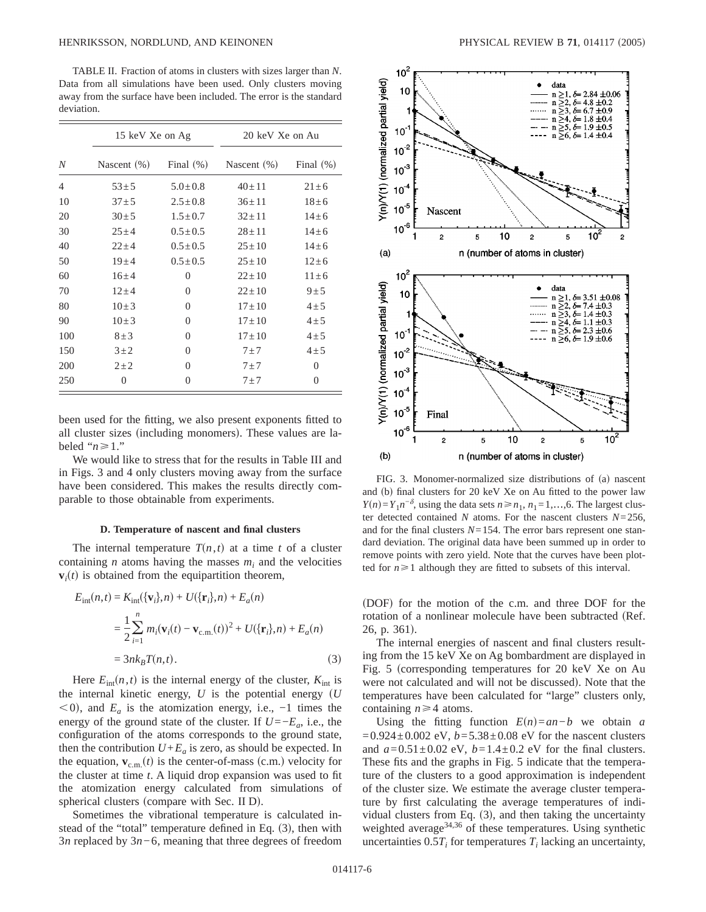TABLE II. Fraction of atoms in clusters with sizes larger than $N$. Data from all simulations have been used. Only clusters moving away from the surface have been included. The error is the standard deviation.

| | 15 keV Xe on Ag | | 20 keV Xe on Au | |
|---|---|---|---|---|
| $N$ | Nascent (%) | Final (%) | Nascent (%) | Final (%) |
| 4 | $53\pm5$ | $5.0\pm0.8$ | $40\pm11$ | $21\pm6$ |
| 10 | $37\pm5$ | $2.5\pm0.8$ | $36\pm11$ | $18\pm6$ |
| 20 | $30\pm5$ | $1.5\pm0.7$ | $32\pm11$ | $14\pm6$ |
| 30 | $25\pm4$ | $0.5\pm0.5$ | $28\pm11$ | $14\pm6$ |
| 40 | $22\pm4$ | $0.5\pm0.5$ | $25\pm10$ | $14\pm6$ |
| 50 | $19\pm4$ | $0.5\pm0.5$ | $25\pm10$ | $12\pm6$ |
| 60 | $16\pm4$ | 0 | $22\pm10$ | $11\pm6$ |
| 70 | $12\pm4$ | 0 | $22\pm10$ | $9\pm5$ |
| 80 | $10\pm3$ | 0 | $17\pm10$ | $4\pm5$ |
| 90 | $10\pm3$ | 0 | $17\pm10$ | $4\pm5$ |
| 100 | $8\pm3$ | 0 | $17\pm10$ | $4\pm5$ |
| 150 | $3\pm2$ | 0 | $7\pm7$ | $4\pm5$ |
| 200 | $2\pm2$ | 0 | $7\pm7$ | 0 |
| 250 | 0 | 0 | $7\pm7$ | 0 |

been used for the fitting, we also present exponents fitted to all cluster sizes (including monomers). These values are labeled "$n\geq 1$."

We would like to stress that for the results in Table III and in Figs. 3 and 4 only clusters moving away from the surface have been considered. This makes the results directly comparable to those obtainable from experiments.

### D. Temperature of nascent and final clusters

The internal temperature $T(n,t)$ at a time $t$ of a cluster containing $n$ atoms having the masses $m_i$ and the velocities $\mathbf{v}_i(t)$ is obtained from the equipartition theorem,

$$\begin{aligned} E_{\mathrm{int}}(n,t) &= K_{\mathrm{int}}(\{\mathbf{v}_i\},n) + U(\{\mathbf{r}_i\},n) + E_a(n) \\ &= \frac{1}{2}\sum_{i=1}^{n} m_i(\mathbf{v}_i(t) - \mathbf{v}_{\mathrm{c.m.}}(t))^2 + U(\{\mathbf{r}_i\},n) + E_a(n) \\ &= 3nk_B T(n,t). \end{aligned} \tag{3}$$

Here $E_{\mathrm{int}}(n,t)$ is the internal energy of the cluster, $K_{\mathrm{int}}$ is the internal kinetic energy, $U$ is the potential energy ($U<0$), and $E_a$ is the atomization energy, i.e., $-1$ times the energy of the ground state of the cluster. If $U=-E_a$, i.e., the configuration of the atoms corresponds to the ground state, then the contribution $U+E_a$ is zero, as should be expected. In the equation, $\mathbf{v}_{\mathrm{c.m.}}(t)$ is the center-of-mass (c.m.) velocity for the cluster at time $t$. A liquid drop expansion was used to fit the atomization energy calculated from simulations of spherical clusters (compare with Sec. II D).

Sometimes the vibrational temperature is calculated instead of the "total" temperature defined in Eq. (3), then with $3n$ replaced by $3n-6$, meaning that three degrees of freedom (DOF) for the motion of the c.m. and three DOF for the rotation of a nonlinear molecule have been subtracted (Ref. 26, p. 361).

FIG. 3. Monomer-normalized size distributions of (a) nascent and (b) final clusters for 20 keV Xe on Au fitted to the power law $Y(n)=Y_1 n^{-\delta}$, using the data sets $n\geq n_1$, $n_1=1,\ldots,6$. The largest cluster detected contained $N$ atoms. For the nascent clusters $N=256$, and for the final clusters $N=154$. The error bars represent one standard deviation. The original data have been summed up in order to remove points with zero yield. Note that the curves have been plotted for $n\geq 1$ although they are fitted to subsets of this interval.

The internal energies of nascent and final clusters resulting from the 15 keV Xe on Ag bombardment are displayed in Fig. 5 (corresponding temperatures for 20 keV Xe on Au were not calculated and will not be discussed). Note that the temperatures have been calculated for "large" clusters only, containing $n\geq 4$ atoms.

Using the fitting function $E(n)=an-b$ we obtain $a=0.924\pm0.002$ eV, $b=5.38\pm0.08$ eV for the nascent clusters and $a=0.51\pm0.02$ eV, $b=1.4\pm0.2$ eV for the final clusters. These fits and the graphs in Fig. 5 indicate that the temperature of the clusters to a good approximation is independent of the cluster size. We estimate the average cluster temperature by first calculating the average temperatures of individual clusters from Eq. (3), and then taking the uncertainty weighted average[34,36] of these temperatures. Using synthetic uncertainties $0.5T_i$ for temperatures $T_i$ lacking an uncertainty,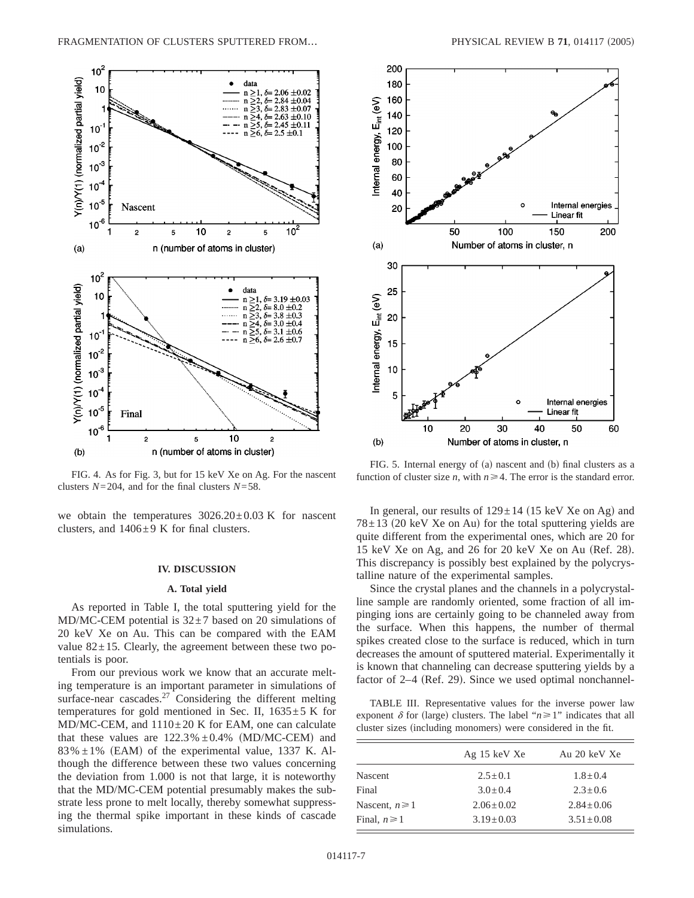FIG. 4. As for Fig. 3, but for 15 keV Xe on Ag. For the nascent clusters $N=204$, and for the final clusters $N=58$.

FIG. 5. Internal energy of (a) nascent and (b) final clusters as a function of cluster size $n$, with $n \geq 4$. The error is the standard error.

we obtain the temperatures $3026.20 \pm 0.03$ K for nascent clusters, and $1406 \pm 9$ K for final clusters.

## IV. DISCUSSION

### A. Total yield

As reported in Table I, the total sputtering yield for the MD/MC-CEM potential is $32 \pm 7$ based on 20 simulations of 20 keV Xe on Au. This can be compared with the EAM value $82 \pm 15$. Clearly, the agreement between these two potentials is poor.

From our previous work we know that an accurate melting temperature is an important parameter in simulations of surface-near cascades.[27] Considering the different melting temperatures for gold mentioned in Sec. II, $1635 \pm 5$ K for MD/MC-CEM, and $1110 \pm 20$ K for EAM, one can calculate that these values are $122.3\% \pm 0.4\%$ (MD/MC-CEM) and $83\% \pm 1\%$ (EAM) of the experimental value, 1337 K. Although the difference between these two values concerning the deviation from 1.000 is not that large, it is noteworthy that the MD/MC-CEM potential presumably makes the substrate less prone to melt locally, thereby somewhat suppressing the thermal spike important in these kinds of cascade simulations.

In general, our results of $129 \pm 14$ (15 keV Xe on Ag) and $78 \pm 13$ (20 keV Xe on Au) for the total sputtering yields are quite different from the experimental ones, which are 20 for 15 keV Xe on Ag, and 26 for 20 keV Xe on Au (Ref. 28). This discrepancy is possibly best explained by the polycrystalline nature of the experimental samples.

Since the crystal planes and the channels in a polycrystalline sample are randomly oriented, some fraction of all impinging ions are certainly going to be channeled away from the surface. When this happens, the number of thermal spikes created close to the surface is reduced, which in turn decreases the amount of sputtered material. Experimentally it is known that channeling can decrease sputtering yields by a factor of 2–4 (Ref. 29). Since we used optimal nonchannel-

TABLE III. Representative values for the inverse power law exponent $\delta$ for (large) clusters. The label "$n \geq 1$" indicates that all cluster sizes (including monomers) were considered in the fit.

| | Ag 15 keV Xe | Au 20 keV Xe |
|---|---|---|
| Nascent | $2.5 \pm 0.1$ | $1.8 \pm 0.4$ |
| Final | $3.0 \pm 0.4$ | $2.3 \pm 0.6$ |
| Nascent, $n \geq 1$ | $2.06 \pm 0.02$ | $2.84 \pm 0.06$ |
| Final, $n \geq 1$ | $3.19 \pm 0.03$ | $3.51 \pm 0.08$ |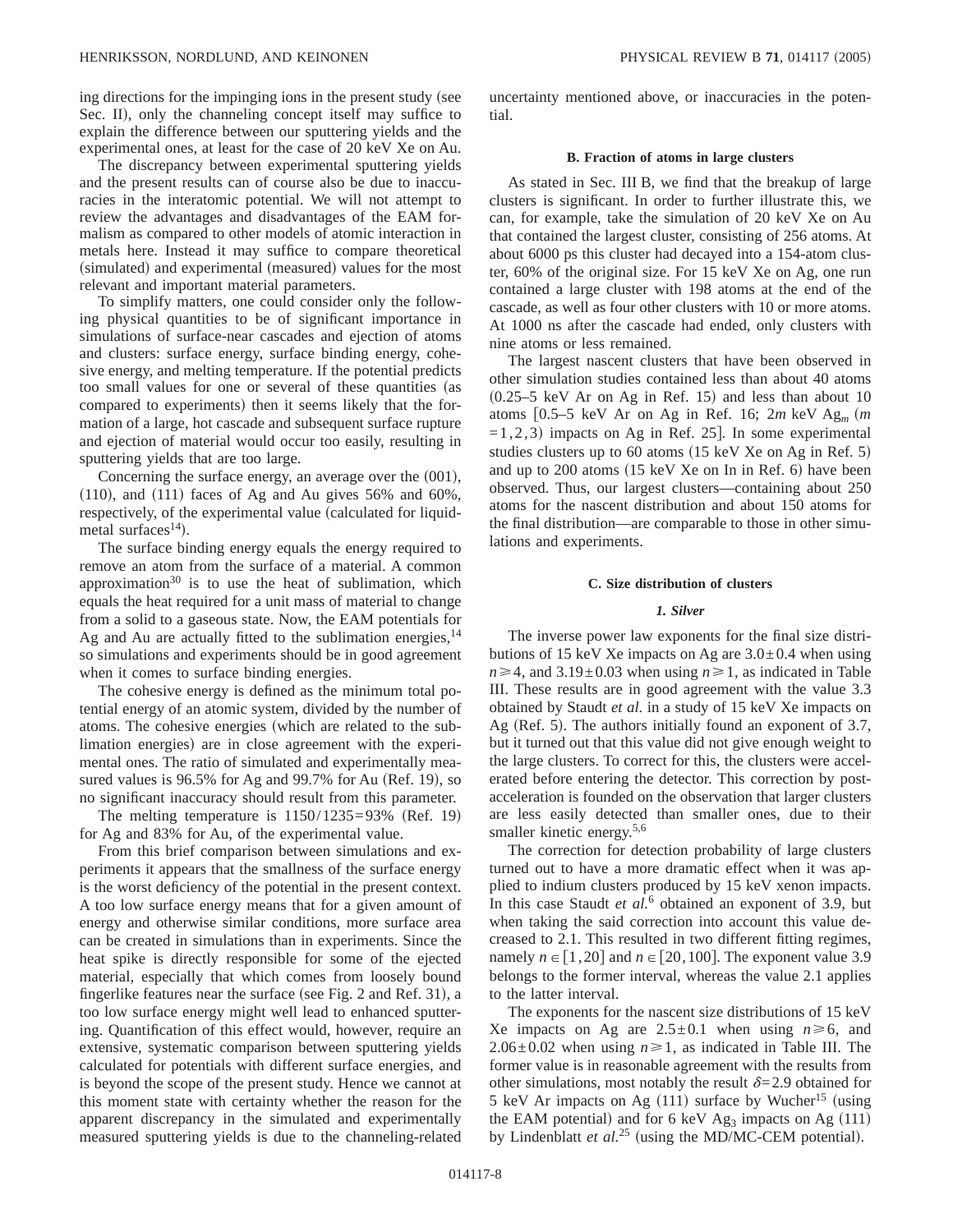ing directions for the impinging ions in the present study (see Sec. II), only the channeling concept itself may suffice to explain the difference between our sputtering yields and the experimental ones, at least for the case of 20 keV Xe on Au.

The discrepancy between experimental sputtering yields and the present results can of course also be due to inaccuracies in the interatomic potential. We will not attempt to review the advantages and disadvantages of the EAM formalism as compared to other models of atomic interaction in metals here. Instead it may suffice to compare theoretical (simulated) and experimental (measured) values for the most relevant and important material parameters.

To simplify matters, one could consider only the following physical quantities to be of significant importance in simulations of surface-near cascades and ejection of atoms and clusters: surface energy, surface binding energy, cohesive energy, and melting temperature. If the potential predicts too small values for one or several of these quantities (as compared to experiments) then it seems likely that the formation of a large, hot cascade and subsequent surface rupture and ejection of material would occur too easily, resulting in sputtering yields that are too large.

Concerning the surface energy, an average over the (001), (110), and (111) faces of Ag and Au gives 56% and 60%, respectively, of the experimental value (calculated for liquid-metal surfaces[14]).

The surface binding energy equals the energy required to remove an atom from the surface of a material. A common approximation[30] is to use the heat of sublimation, which equals the heat required for a unit mass of material to change from a solid to a gaseous state. Now, the EAM potentials for Ag and Au are actually fitted to the sublimation energies,[14] so simulations and experiments should be in good agreement when it comes to surface binding energies.

The cohesive energy is defined as the minimum total potential energy of an atomic system, divided by the number of atoms. The cohesive energies (which are related to the sublimation energies) are in close agreement with the experimental ones. The ratio of simulated and experimentally measured values is 96.5% for Ag and 99.7% for Au (Ref. 19), so no significant inaccuracy should result from this parameter.

The melting temperature is $1150/1235=93\%$ (Ref. 19) for Ag and 83% for Au, of the experimental value.

From this brief comparison between simulations and experiments it appears that the smallness of the surface energy is the worst deficiency of the potential in the present context. A too low surface energy means that for a given amount of energy and otherwise similar conditions, more surface area can be created in simulations than in experiments. Since the heat spike is directly responsible for some of the ejected material, especially that which comes from loosely bound fingerlike features near the surface (see Fig. 2 and Ref. 31), a too low surface energy might well lead to enhanced sputtering. Quantification of this effect would, however, require an extensive, systematic comparison between sputtering yields calculated for potentials with different surface energies, and is beyond the scope of the present study. Hence we cannot at this moment state with certainty whether the reason for the apparent discrepancy in the simulated and experimentally measured sputtering yields is due to the channeling-related uncertainty mentioned above, or inaccuracies in the potential.

### B. Fraction of atoms in large clusters

As stated in Sec. III B, we find that the breakup of large clusters is significant. In order to further illustrate this, we can, for example, take the simulation of 20 keV Xe on Au that contained the largest cluster, consisting of 256 atoms. At about 6000 ps this cluster had decayed into a 154-atom cluster, 60% of the original size. For 15 keV Xe on Ag, one run contained a large cluster with 198 atoms at the end of the cascade, as well as four other clusters with 10 or more atoms. At 1000 ns after the cascade had ended, only clusters with nine atoms or less remained.

The largest nascent clusters that have been observed in other simulation studies contained less than about 40 atoms (0.25–5 keV Ar on Ag in Ref. 15) and less than about 10 atoms [0.5–5 keV Ar on Ag in Ref. 16; $2m$ keV $Ag_m$ ($m=1,2,3$) impacts on Ag in Ref. 25]. In some experimental studies clusters up to 60 atoms (15 keV Xe on Ag in Ref. 5) and up to 200 atoms (15 keV Xe on In in Ref. 6) have been observed. Thus, our largest clusters—containing about 250 atoms for the nascent distribution and about 150 atoms for the final distribution—are comparable to those in other simulations and experiments.

### C. Size distribution of clusters

#### *1. Silver*

The inverse power law exponents for the final size distributions of 15 keV Xe impacts on Ag are $3.0\pm0.4$ when using $n\geqslant4$, and $3.19\pm0.03$ when using $n\geqslant1$, as indicated in Table III. These results are in good agreement with the value 3.3 obtained by Staudt *et al.* in a study of 15 keV Xe impacts on Ag (Ref. 5). The authors initially found an exponent of 3.7, but it turned out that this value did not give enough weight to the large clusters. To correct for this, the clusters were accelerated before entering the detector. This correction by post-acceleration is founded on the observation that larger clusters are less easily detected than smaller ones, due to their smaller kinetic energy.[5,6]

The correction for detection probability of large clusters turned out to have a more dramatic effect when it was applied to indium clusters produced by 15 keV xenon impacts. In this case Staudt *et al.*[6] obtained an exponent of 3.9, but when taking the said correction into account this value decreased to 2.1. This resulted in two different fitting regimes, namely $n\in[1,20]$ and $n\in[20,100]$. The exponent value 3.9 belongs to the former interval, whereas the value 2.1 applies to the latter interval.

The exponents for the nascent size distributions of 15 keV Xe impacts on Ag are $2.5\pm0.1$ when using $n\geqslant6$, and $2.06\pm0.02$ when using $n\geqslant1$, as indicated in Table III. The former value is in reasonable agreement with the results from other simulations, most notably the result $\delta=2.9$ obtained for 5 keV Ar impacts on Ag (111) surface by Wucher[15] (using the EAM potential) and for 6 keV $Ag_3$ impacts on Ag (111) by Lindenblatt *et al.*[25] (using the MD/MC-CEM potential).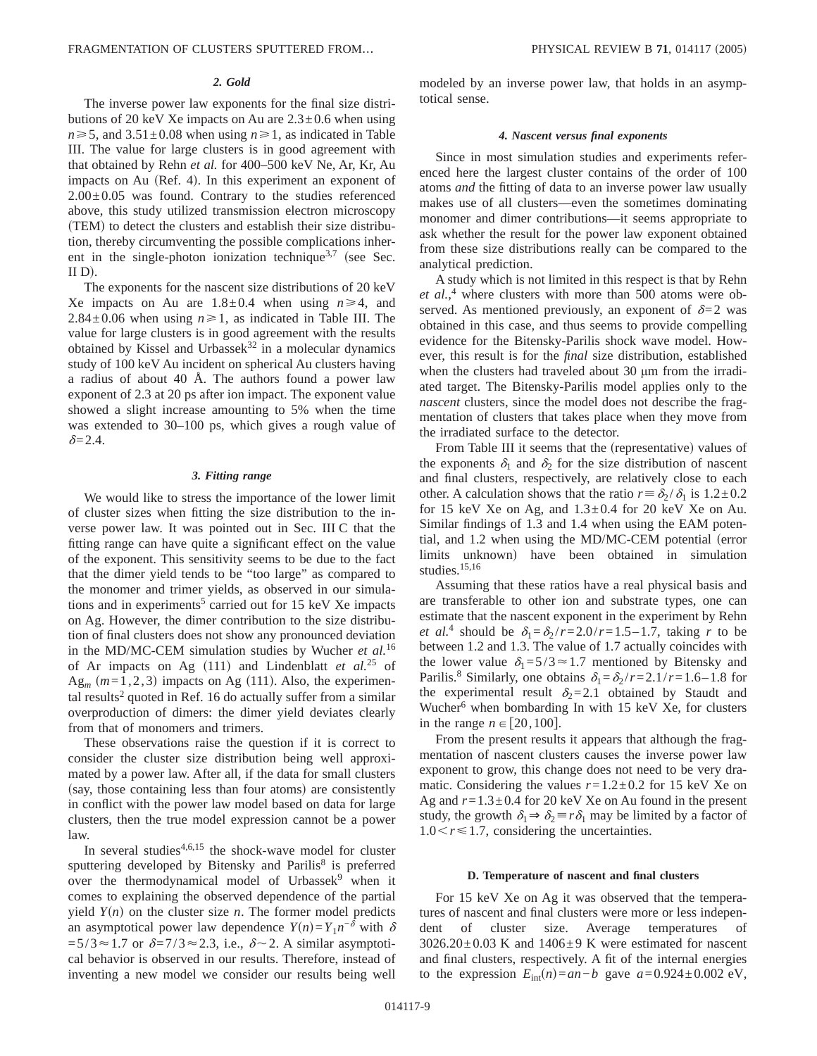#### 2. Gold

The inverse power law exponents for the final size distributions of 20 keV Xe impacts on Au are $2.3\pm0.6$ when using $n\geqslant5$, and $3.51\pm0.08$ when using $n\geqslant1$, as indicated in Table III. The value for large clusters is in good agreement with that obtained by Rehn *et al.* for 400–500 keV Ne, Ar, Kr, Au impacts on Au (Ref. 4). In this experiment an exponent of $2.00\pm0.05$ was found. Contrary to the studies referenced above, this study utilized transmission electron microscopy (TEM) to detect the clusters and establish their size distribution, thereby circumventing the possible complications inherent in the single-photon ionization technique[3,7] (see Sec. II D).

The exponents for the nascent size distributions of 20 keV Xe impacts on Au are $1.8\pm0.4$ when using $n\geqslant4$, and $2.84\pm0.06$ when using $n\geqslant1$, as indicated in Table III. The value for large clusters is in good agreement with the results obtained by Kissel and Urbassek[32] in a molecular dynamics study of 100 keV Au incident on spherical Au clusters having a radius of about 40 Å. The authors found a power law exponent of 2.3 at 20 ps after ion impact. The exponent value showed a slight increase amounting to 5% when the time was extended to 30–100 ps, which gives a rough value of $\delta=2.4$.

#### 3. Fitting range

We would like to stress the importance of the lower limit of cluster sizes when fitting the size distribution to the inverse power law. It was pointed out in Sec. III C that the fitting range can have quite a significant effect on the value of the exponent. This sensitivity seems to be due to the fact that the dimer yield tends to be "too large" as compared to the monomer and trimer yields, as observed in our simulations and in experiments[5] carried out for 15 keV Xe impacts on Ag. However, the dimer contribution to the size distribution of final clusters does not show any pronounced deviation in the MD/MC-CEM simulation studies by Wucher *et al.*[16] of Ar impacts on Ag (111) and Lindenblatt *et al.*[25] of $Ag_m$ $(m=1,2,3)$ impacts on Ag (111). Also, the experimental results[2] quoted in Ref. 16 do actually suffer from a similar overproduction of dimers: the dimer yield deviates clearly from that of monomers and trimers.

These observations raise the question if it is correct to consider the cluster size distribution being well approximated by a power law. After all, if the data for small clusters (say, those containing less than four atoms) are consistently in conflict with the power law model based on data for large clusters, then the true model expression cannot be a power law.

In several studies[4,6,15] the shock-wave model for cluster sputtering developed by Bitensky and Parilis[8] is preferred over the thermodynamical model of Urbassek[9] when it comes to explaining the observed dependence of the partial yield $Y(n)$ on the cluster size $n$. The former model predicts an asymptotical power law dependence $Y(n)=Y_1 n^{-\delta}$ with $\delta=5/3\approx1.7$ or $\delta=7/3\approx2.3$, i.e., $\delta\sim2$. A similar asymptotical behavior is observed in our results. Therefore, instead of inventing a new model we consider our results being well modeled by an inverse power law, that holds in an asymptotical sense.

#### 4. Nascent versus final exponents

Since in most simulation studies and experiments referenced here the largest cluster contains of the order of 100 atoms *and* the fitting of data to an inverse power law usually makes use of all clusters—even the sometimes dominating monomer and dimer contributions—it seems appropriate to ask whether the result for the power law exponent obtained from these size distributions really can be compared to the analytical prediction.

A study which is not limited in this respect is that by Rehn *et al.*,[4] where clusters with more than 500 atoms were observed. As mentioned previously, an exponent of $\delta=2$ was obtained in this case, and thus seems to provide compelling evidence for the Bitensky-Parilis shock wave model. However, this result is for the *final* size distribution, established when the clusters had traveled about 30 μm from the irradiated target. The Bitensky-Parilis model applies only to the *nascent* clusters, since the model does not describe the fragmentation of clusters that takes place when they move from the irradiated surface to the detector.

From Table III it seems that the (representative) values of the exponents $\delta_1$ and $\delta_2$ for the size distribution of nascent and final clusters, respectively, are relatively close to each other. A calculation shows that the ratio $r\equiv\delta_2/\delta_1$ is $1.2\pm0.2$ for 15 keV Xe on Ag, and $1.3\pm0.4$ for 20 keV Xe on Au. Similar findings of 1.3 and 1.4 when using the EAM potential, and 1.2 when using the MD/MC-CEM potential (error limits unknown) have been obtained in simulation studies.[15,16]

Assuming that these ratios have a real physical basis and are transferable to other ion and substrate types, one can estimate that the nascent exponent in the experiment by Rehn *et al.*[4] should be $\delta_1=\delta_2/r=2.0/r=1.5$–$1.7$, taking $r$ to be between 1.2 and 1.3. The value of 1.7 actually coincides with the lower value $\delta_1=5/3\approx1.7$ mentioned by Bitensky and Parilis.[8] Similarly, one obtains $\delta_1=\delta_2/r=2.1/r=1.6$–$1.8$ for the experimental result $\delta_2=2.1$ obtained by Staudt and Wucher[6] when bombarding In with 15 keV Xe, for clusters in the range $n\in[20,100]$.

From the present results it appears that although the fragmentation of nascent clusters causes the inverse power law exponent to grow, this change does not need to be very dramatic. Considering the values $r=1.2\pm0.2$ for 15 keV Xe on Ag and $r=1.3\pm0.4$ for 20 keV Xe on Au found in the present study, the growth $\delta_1\Rightarrow\delta_2\equiv r\delta_1$ may be limited by a factor of $1.0<r\leqslant1.7$, considering the uncertainties.

### D. Temperature of nascent and final clusters

For 15 keV Xe on Ag it was observed that the temperatures of nascent and final clusters were more or less independent of cluster size. Average temperatures of $3026.20\pm0.03$ K and $1406\pm9$ K were estimated for nascent and final clusters, respectively. A fit of the internal energies to the expression $E_{\mathrm{int}}(n)=an-b$ gave $a=0.924\pm0.002$ eV,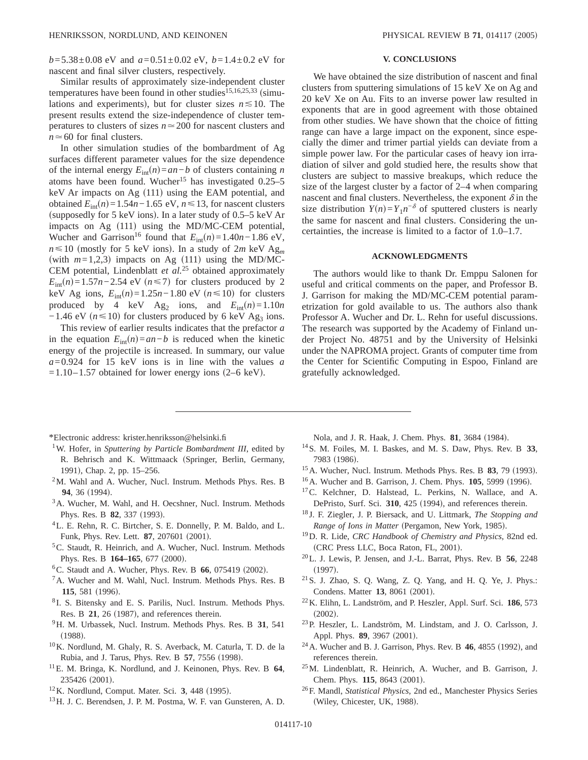$b=5.38\pm0.08$ eV and $a=0.51\pm0.02$ eV, $b=1.4\pm0.2$ eV for nascent and final silver clusters, respectively.

Similar results of approximately size-independent cluster temperatures have been found in other studies[15,16,25,33] (simulations and experiments), but for cluster sizes $n\lesssim10$. The present results extend the size-independence of cluster temperatures to clusters of sizes $n\simeq200$ for nascent clusters and $n\simeq60$ for final clusters.

In other simulation studies of the bombardment of Ag surfaces different parameter values for the size dependence of the internal energy $E_{\mathrm{int}}(n)=an-b$ of clusters containing $n$ atoms have been found. Wucher[15] has investigated 0.25–5 keV Ar impacts on Ag (111) using the EAM potential, and obtained $E_{\mathrm{int}}(n)=1.54n-1.65$ eV, $n\leqslant13$, for nascent clusters (supposedly for 5 keV ions). In a later study of 0.5–5 keV Ar impacts on Ag (111) using the MD/MC-CEM potential, Wucher and Garrison[16] found that $E_{\mathrm{int}}(n)=1.40n-1.86$ eV, $n\leqslant10$ (mostly for 5 keV ions). In a study of $2m$ keV $Ag_m$ (with $m=1,2,3$) impacts on Ag (111) using the MD/MC-CEM potential, Lindenblatt *et al.*[25] obtained approximately $E_{\mathrm{int}}(n)=1.57n-2.54$ eV ($n\leqslant7$) for clusters produced by 2 keV Ag ions, $E_{\mathrm{int}}(n)=1.25n-1.80$ eV ($n\leqslant10$) for clusters produced by 4 keV $Ag_2$ ions, and $E_{\mathrm{int}}(n)=1.10n-1.46$ eV ($n\leqslant10$) for clusters produced by 6 keV $Ag_3$ ions.

This review of earlier results indicates that the prefactor $a$ in the equation $E_{\mathrm{int}}(n)=an-b$ is reduced when the kinetic energy of the projectile is increased. In summary, our value $a=0.924$ for 15 keV ions is in line with the values $a=1.10-1.57$ obtained for lower energy ions (2–6 keV).

## V. CONCLUSIONS

We have obtained the size distribution of nascent and final clusters from sputtering simulations of 15 keV Xe on Ag and 20 keV Xe on Au. Fits to an inverse power law resulted in exponents that are in good agreement with those obtained from other studies. We have shown that the choice of fitting range can have a large impact on the exponent, since especially the dimer and trimer partial yields can deviate from a simple power law. For the particular cases of heavy ion irradiation of silver and gold studied here, the results show that clusters are subject to massive breakups, which reduce the size of the largest cluster by a factor of 2–4 when comparing nascent and final clusters. Nevertheless, the exponent $\delta$ in the size distribution $Y(n)=Y_1n^{-\delta}$ of sputtered clusters is nearly the same for nascent and final clusters. Considering the uncertainties, the increase is limited to a factor of 1.0–1.7.

## ACKNOWLEDGMENTS

The authors would like to thank Dr. Emppu Salonen for useful and critical comments on the paper, and Professor B. J. Garrison for making the MD/MC-CEM potential parametrization for gold available to us. The authors also thank Professor A. Wucher and Dr. L. Rehn for useful discussions. The research was supported by the Academy of Finland under Project No. 48751 and by the University of Helsinki under the NAPROMA project. Grants of computer time from the Center for Scientific Computing in Espoo, Finland are gratefully acknowledged.

---

*Electronic address: krister.henriksson@helsinki.fi

[1] W. Hofer, in *Sputtering by Particle Bombardment III*, edited by R. Behrisch and K. Wittmaack (Springer, Berlin, Germany, 1991), Chap. 2, pp. 15–256.

[2] M. Wahl and A. Wucher, Nucl. Instrum. Methods Phys. Res. B **94**, 36 (1994).

[3] A. Wucher, M. Wahl, and H. Oecshner, Nucl. Instrum. Methods Phys. Res. B **82**, 337 (1993).

[4] L. E. Rehn, R. C. Birtcher, S. E. Donnelly, P. M. Baldo, and L. Funk, Phys. Rev. Lett. **87**, 207601 (2001).

[5] C. Staudt, R. Heinrich, and A. Wucher, Nucl. Instrum. Methods Phys. Res. B **164–165**, 677 (2000).

[6] C. Staudt and A. Wucher, Phys. Rev. B **66**, 075419 (2002).

[7] A. Wucher and M. Wahl, Nucl. Instrum. Methods Phys. Res. B **115**, 581 (1996).

[8] I. S. Bitensky and E. S. Parilis, Nucl. Instrum. Methods Phys. Res. B **21**, 26 (1987), and references therein.

[9] H. M. Urbassek, Nucl. Instrum. Methods Phys. Res. B **31**, 541 (1988).

[10] K. Nordlund, M. Ghaly, R. S. Averback, M. Caturla, T. D. de la Rubia, and J. Tarus, Phys. Rev. B **57**, 7556 (1998).

[11] E. M. Bringa, K. Nordlund, and J. Keinonen, Phys. Rev. B **64**, 235426 (2001).

[12] K. Nordlund, Comput. Mater. Sci. **3**, 448 (1995).

[13] H. J. C. Berendsen, J. P. M. Postma, W. F. van Gunsteren, A. D. Nola, and J. R. Haak, J. Chem. Phys. **81**, 3684 (1984).

[14] S. M. Foiles, M. I. Baskes, and M. S. Daw, Phys. Rev. B **33**, 7983 (1986).

[15] A. Wucher, Nucl. Instrum. Methods Phys. Res. B **83**, 79 (1993).

[16] A. Wucher and B. Garrison, J. Chem. Phys. **105**, 5999 (1996).

[17] C. Kelchner, D. Halstead, L. Perkins, N. Wallace, and A. DePristo, Surf. Sci. **310**, 425 (1994), and references therein.

[18] J. F. Ziegler, J. P. Biersack, and U. Littmark, *The Stopping and Range of Ions in Matter* (Pergamon, New York, 1985).

[19] D. R. Lide, *CRC Handbook of Chemistry and Physics*, 82nd ed. (CRC Press LLC, Boca Raton, FL, 2001).

[20] L. J. Lewis, P. Jensen, and J.-L. Barrat, Phys. Rev. B **56**, 2248 (1997).

[21] S. J. Zhao, S. Q. Wang, Z. Q. Yang, and H. Q. Ye, J. Phys.: Condens. Matter **13**, 8061 (2001).

[22] K. Elihn, L. Landström, and P. Heszler, Appl. Surf. Sci. **186**, 573 (2002).

[23] P. Heszler, L. Landström, M. Lindstam, and J. O. Carlsson, J. Appl. Phys. **89**, 3967 (2001).

[24] A. Wucher and B. J. Garrison, Phys. Rev. B **46**, 4855 (1992), and references therein.

[25] M. Lindenblatt, R. Heinrich, A. Wucher, and B. Garrison, J. Chem. Phys. **115**, 8643 (2001).

[26] F. Mandl, *Statistical Physics*, 2nd ed., Manchester Physics Series (Wiley, Chicester, UK, 1988).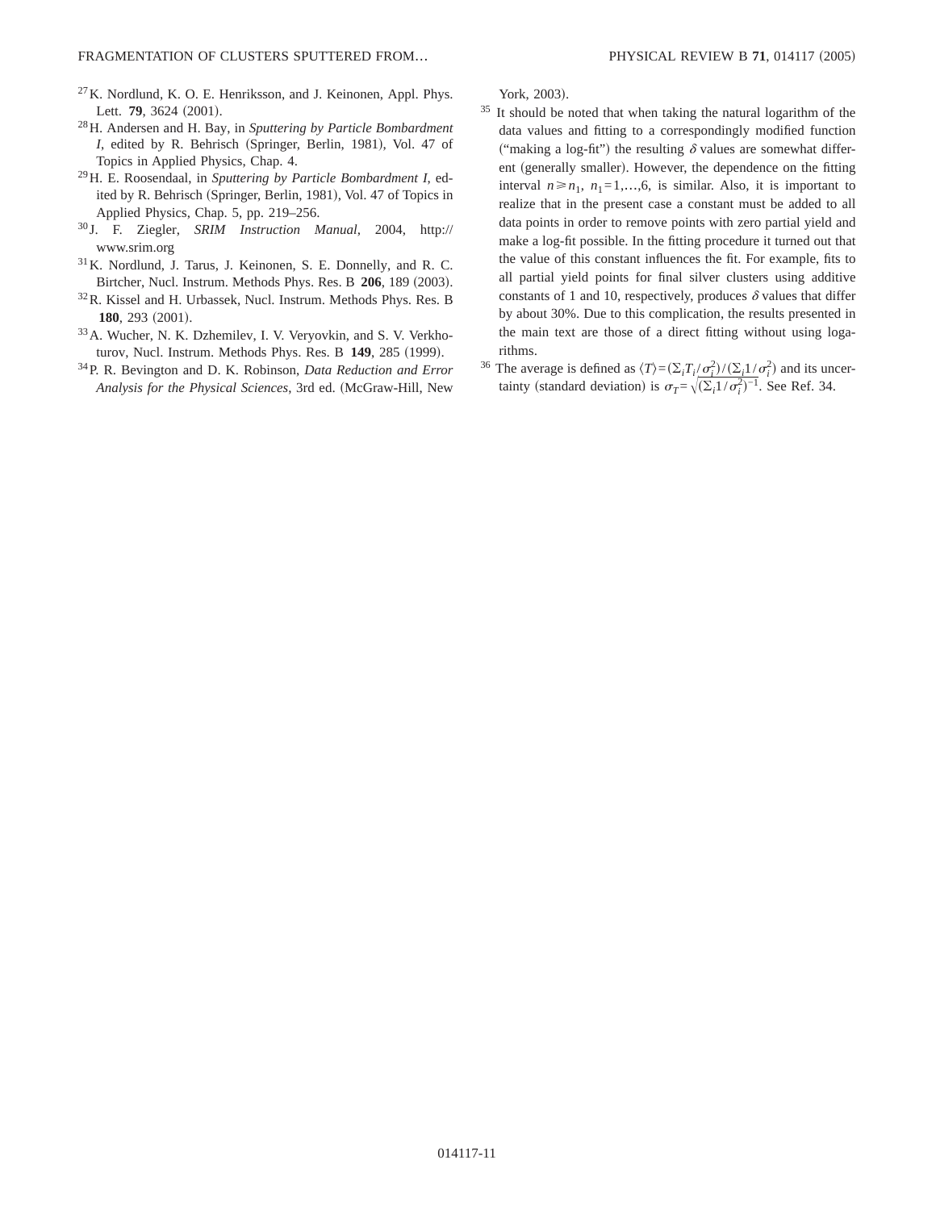[27] K. Nordlund, K. O. E. Henriksson, and J. Keinonen, Appl. Phys. Lett. **79**, 3624 (2001).

[28] H. Andersen and H. Bay, in *Sputtering by Particle Bombardment I*, edited by R. Behrisch (Springer, Berlin, 1981), Vol. 47 of Topics in Applied Physics, Chap. 4.

[29] H. E. Roosendaal, in *Sputtering by Particle Bombardment I*, edited by R. Behrisch (Springer, Berlin, 1981), Vol. 47 of Topics in Applied Physics, Chap. 5, pp. 219–256.

[30] J. F. Ziegler, *SRIM Instruction Manual*, 2004, http://www.srim.org

[31] K. Nordlund, J. Tarus, J. Keinonen, S. E. Donnelly, and R. C. Birtcher, Nucl. Instrum. Methods Phys. Res. B **206**, 189 (2003).

[32] R. Kissel and H. Urbassek, Nucl. Instrum. Methods Phys. Res. B **180**, 293 (2001).

[33] A. Wucher, N. K. Dzhemilev, I. V. Veryovkin, and S. V. Verkhoturov, Nucl. Instrum. Methods Phys. Res. B **149**, 285 (1999).

[34] P. R. Bevington and D. K. Robinson, *Data Reduction and Error Analysis for the Physical Sciences*, 3rd ed. (McGraw-Hill, New York, 2003).

[35] It should be noted that when taking the natural logarithm of the data values and fitting to a correspondingly modified function ("making a log-fit") the resulting $\delta$ values are somewhat different (generally smaller). However, the dependence on the fitting interval $n \geq n_1$, $n_1 = 1, \ldots, 6$, is similar. Also, it is important to realize that in the present case a constant must be added to all data points in order to remove points with zero partial yield and make a log-fit possible. In the fitting procedure it turned out that the value of this constant influences the fit. For example, fits to all partial yield points for final silver clusters using additive constants of 1 and 10, respectively, produces $\delta$ values that differ by about 30%. Due to this complication, the results presented in the main text are those of a direct fitting without using logarithms.

[36] The average is defined as $\langle T \rangle = (\Sigma_i T_i / \sigma_i^2) / (\Sigma_i 1/\sigma_i^2)$ and its uncertainty (standard deviation) is $\sigma_T = \sqrt{(\Sigma_i 1/\sigma_i^2)^{-1}}$. See Ref. 34.